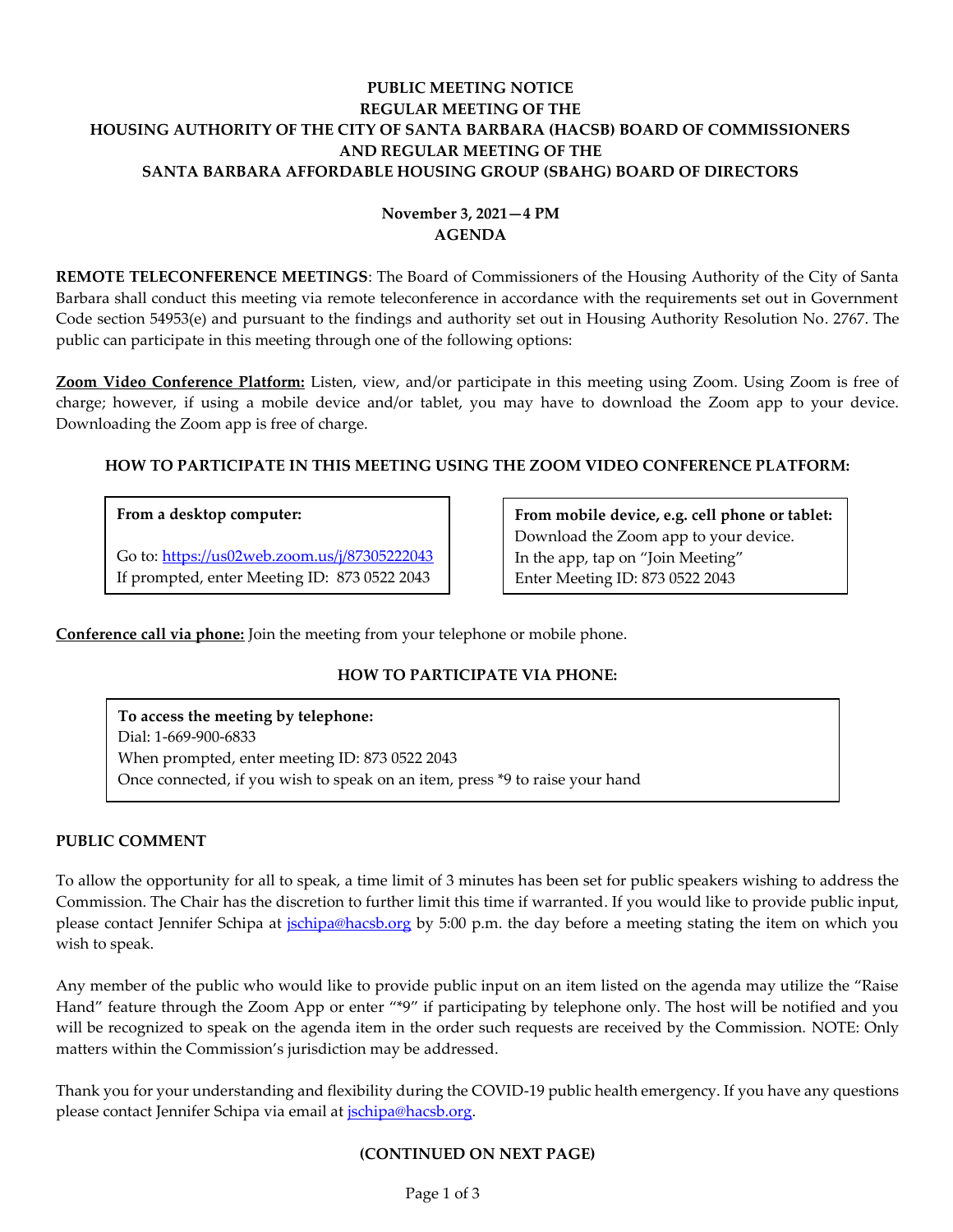**PUBLIC MEETING NOTICE**
**REGULAR MEETING OF THE**
**HOUSING AUTHORITY OF THE CITY OF SANTA BARBARA (HACSB) BOARD OF COMMISSIONERS**
**AND REGULAR MEETING OF THE**
**SANTA BARBARA AFFORDABLE HOUSING GROUP (SBAHG) BOARD OF DIRECTORS**

**November 3, 2021—4 PM**
**AGENDA**

**REMOTE TELECONFERENCE MEETINGS**: The Board of Commissioners of the Housing Authority of the City of Santa Barbara shall conduct this meeting via remote teleconference in accordance with the requirements set out in Government Code section 54953(e) and pursuant to the findings and authority set out in Housing Authority Resolution No. 2767. The public can participate in this meeting through one of the following options:

**Zoom Video Conference Platform:** Listen, view, and/or participate in this meeting using Zoom. Using Zoom is free of charge; however, if using a mobile device and/or tablet, you may have to download the Zoom app to your device. Downloading the Zoom app is free of charge.

**HOW TO PARTICIPATE IN THIS MEETING USING THE ZOOM VIDEO CONFERENCE PLATFORM:**

**From a desktop computer:**

Go to: https://us02web.zoom.us/j/87305222043
If prompted, enter Meeting ID: 873 0522 2043

**From mobile device, e.g. cell phone or tablet:**
Download the Zoom app to your device.
In the app, tap on "Join Meeting"
Enter Meeting ID: 873 0522 2043

**Conference call via phone:** Join the meeting from your telephone or mobile phone.

**HOW TO PARTICIPATE VIA PHONE:**

**To access the meeting by telephone:**
Dial: 1-669-900-6833
When prompted, enter meeting ID: 873 0522 2043
Once connected, if you wish to speak on an item, press *9 to raise your hand

**PUBLIC COMMENT**

To allow the opportunity for all to speak, a time limit of 3 minutes has been set for public speakers wishing to address the Commission. The Chair has the discretion to further limit this time if warranted. If you would like to provide public input, please contact Jennifer Schipa at jschipa@hacsb.org by 5:00 p.m. the day before a meeting stating the item on which you wish to speak.

Any member of the public who would like to provide public input on an item listed on the agenda may utilize the "Raise Hand" feature through the Zoom App or enter "*9" if participating by telephone only. The host will be notified and you will be recognized to speak on the agenda item in the order such requests are received by the Commission. NOTE: Only matters within the Commission's jurisdiction may be addressed.

Thank you for your understanding and flexibility during the COVID-19 public health emergency. If you have any questions please contact Jennifer Schipa via email at jschipa@hacsb.org.

**(CONTINUED ON NEXT PAGE)**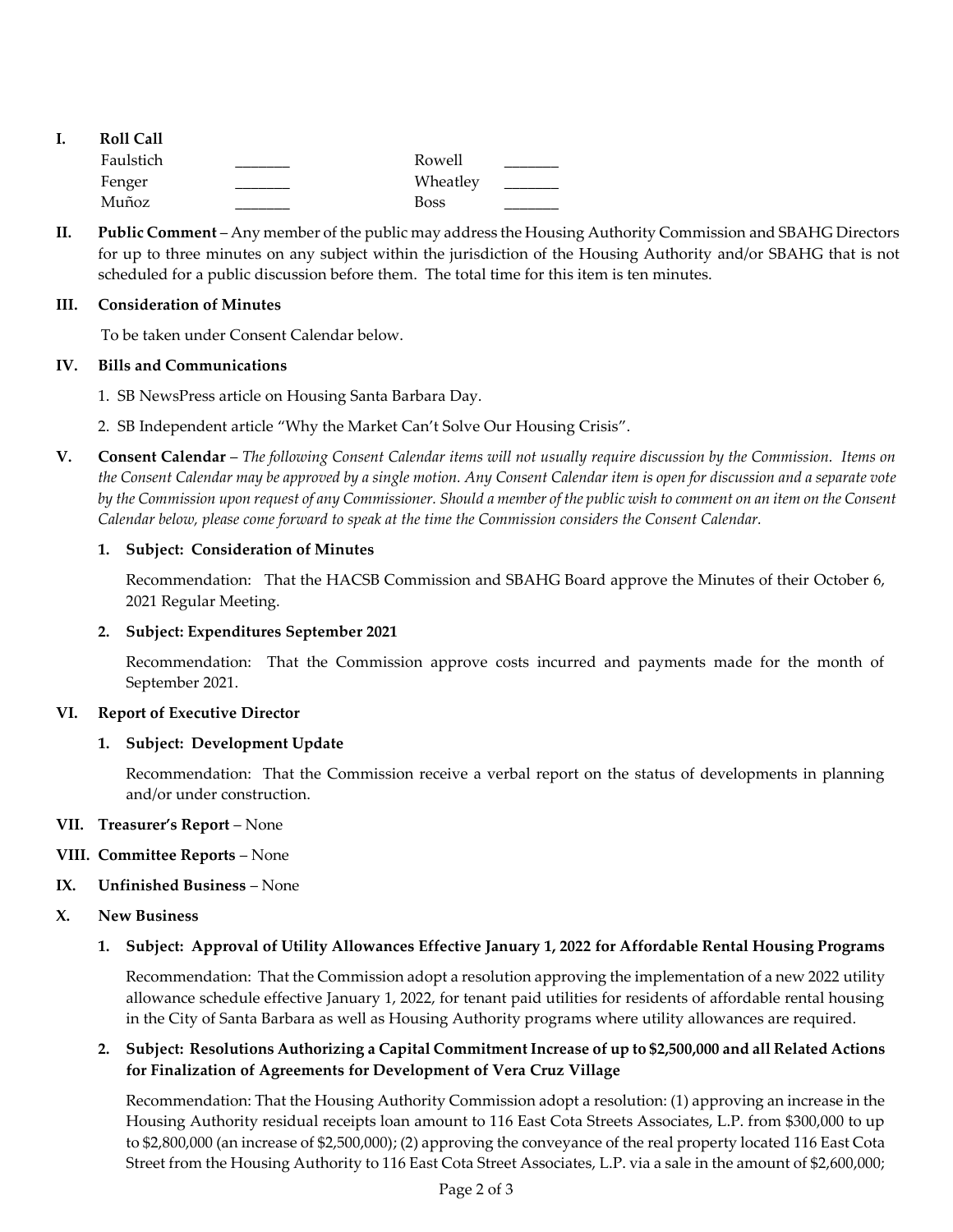**I. Roll Call**

| | | | |
|---|---|---|---|
| Faulstich | _______ | Rowell | _______ |
| Fenger | _______ | Wheatley | _______ |
| Muñoz | _______ | Boss | _______ |

**II. Public Comment** – Any member of the public may address the Housing Authority Commission and SBAHG Directors for up to three minutes on any subject within the jurisdiction of the Housing Authority and/or SBAHG that is not scheduled for a public discussion before them. The total time for this item is ten minutes.

**III. Consideration of Minutes**

To be taken under Consent Calendar below.

**IV. Bills and Communications**

1. SB NewsPress article on Housing Santa Barbara Day.
2. SB Independent article "Why the Market Can't Solve Our Housing Crisis".

**V. Consent Calendar** – *The following Consent Calendar items will not usually require discussion by the Commission. Items on the Consent Calendar may be approved by a single motion. Any Consent Calendar item is open for discussion and a separate vote by the Commission upon request of any Commissioner. Should a member of the public wish to comment on an item on the Consent Calendar below, please come forward to speak at the time the Commission considers the Consent Calendar.*

**1. Subject: Consideration of Minutes**

Recommendation: That the HACSB Commission and SBAHG Board approve the Minutes of their October 6, 2021 Regular Meeting.

**2. Subject: Expenditures September 2021**

Recommendation: That the Commission approve costs incurred and payments made for the month of September 2021.

**VI. Report of Executive Director**

**1. Subject: Development Update**

Recommendation: That the Commission receive a verbal report on the status of developments in planning and/or under construction.

**VII. Treasurer's Report** – None

**VIII. Committee Reports** – None

**IX. Unfinished Business** – None

**X. New Business**

**1. Subject: Approval of Utility Allowances Effective January 1, 2022 for Affordable Rental Housing Programs**

Recommendation: That the Commission adopt a resolution approving the implementation of a new 2022 utility allowance schedule effective January 1, 2022, for tenant paid utilities for residents of affordable rental housing in the City of Santa Barbara as well as Housing Authority programs where utility allowances are required.

**2. Subject: Resolutions Authorizing a Capital Commitment Increase of up to $2,500,000 and all Related Actions for Finalization of Agreements for Development of Vera Cruz Village**

Recommendation: That the Housing Authority Commission adopt a resolution: (1) approving an increase in the Housing Authority residual receipts loan amount to 116 East Cota Streets Associates, L.P. from $300,000 to up to $2,800,000 (an increase of $2,500,000); (2) approving the conveyance of the real property located 116 East Cota Street from the Housing Authority to 116 East Cota Street Associates, L.P. via a sale in the amount of $2,600,000;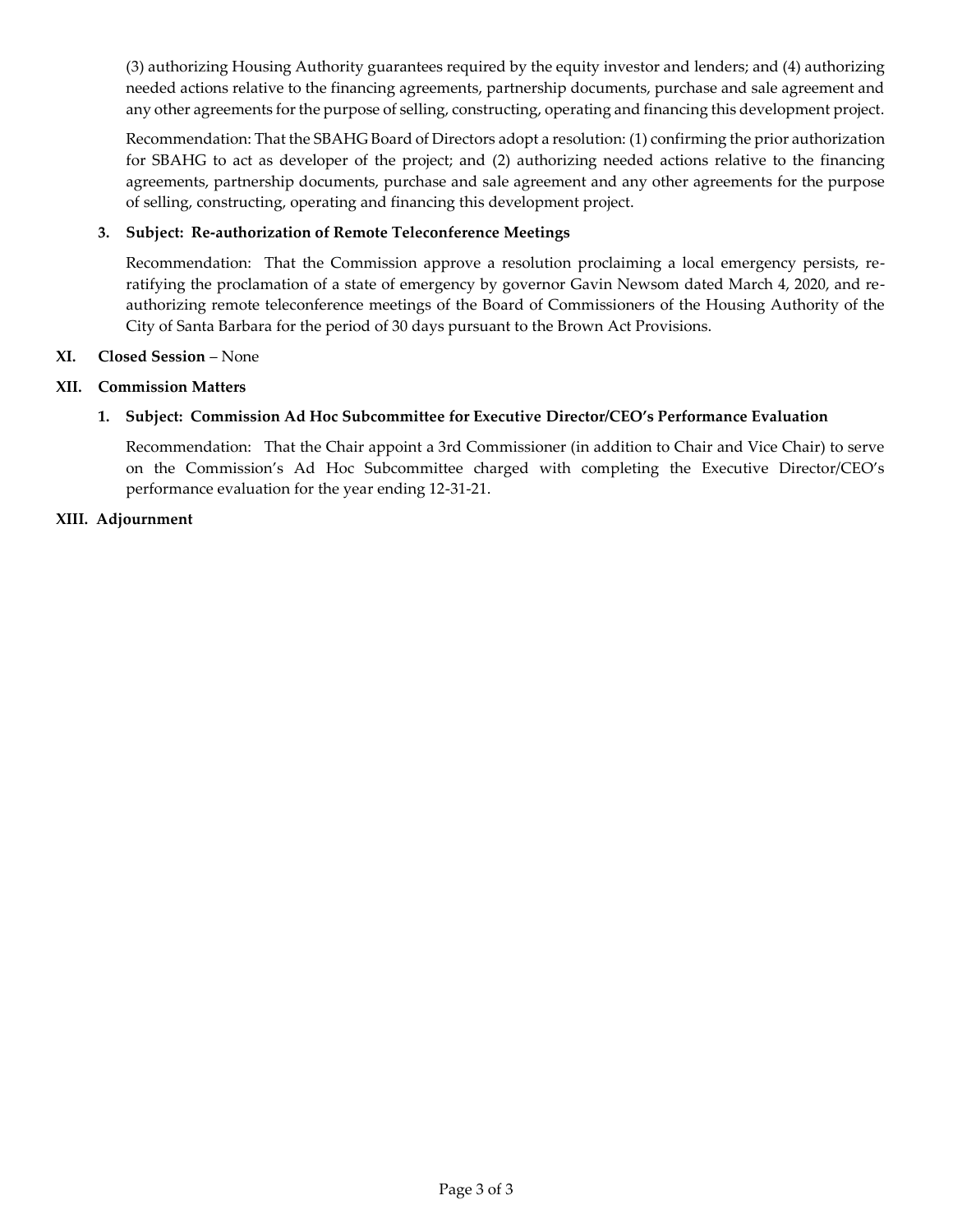(3) authorizing Housing Authority guarantees required by the equity investor and lenders; and (4) authorizing needed actions relative to the financing agreements, partnership documents, purchase and sale agreement and any other agreements for the purpose of selling, constructing, operating and financing this development project.

Recommendation: That the SBAHG Board of Directors adopt a resolution: (1) confirming the prior authorization for SBAHG to act as developer of the project; and (2) authorizing needed actions relative to the financing agreements, partnership documents, purchase and sale agreement and any other agreements for the purpose of selling, constructing, operating and financing this development project.

**3. Subject: Re-authorization of Remote Teleconference Meetings**

Recommendation: That the Commission approve a resolution proclaiming a local emergency persists, re-ratifying the proclamation of a state of emergency by governor Gavin Newsom dated March 4, 2020, and re-authorizing remote teleconference meetings of the Board of Commissioners of the Housing Authority of the City of Santa Barbara for the period of 30 days pursuant to the Brown Act Provisions.

**XI. Closed Session** – None

**XII. Commission Matters**

**1. Subject: Commission Ad Hoc Subcommittee for Executive Director/CEO's Performance Evaluation**

Recommendation: That the Chair appoint a 3rd Commissioner (in addition to Chair and Vice Chair) to serve on the Commission's Ad Hoc Subcommittee charged with completing the Executive Director/CEO's performance evaluation for the year ending 12-31-21.

**XIII. Adjournment**